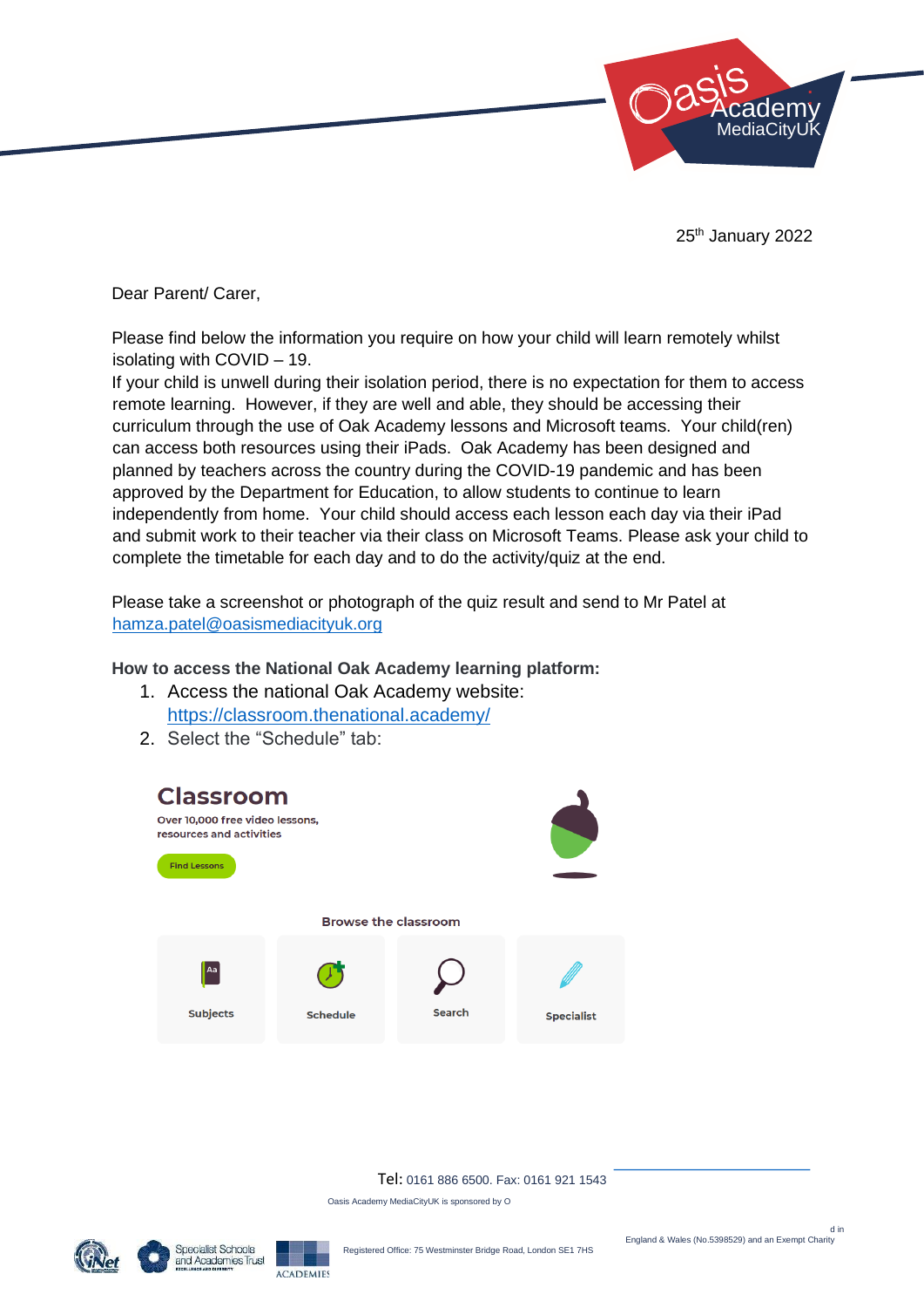25th January 2022

Dear Parent/ Carer,

Please find below the information you require on how your child will learn remotely whilst isolating with COVID – 19.

If your child is unwell during their isolation period, there is no expectation for them to access remote learning. However, if they are well and able, they should be accessing their curriculum through the use of Oak Academy lessons and Microsoft teams. Your child(ren) can access both resources using their iPads. Oak Academy has been designed and planned by teachers across the country during the COVID-19 pandemic and has been approved by the Department for Education, to allow students to continue to learn independently from home. Your child should access each lesson each day via their iPad and submit work to their teacher via their class on Microsoft Teams. Please ask your child to complete the timetable for each day and to do the activity/quiz at the end.

Please take a screenshot or photograph of the quiz result and send to Mr Patel at hamza.patel@oasismediacityuk.org

**How to access the National Oak Academy learning platform:**

1. Access the national Oak Academy website: https://classroom.thenational.academy/
2. Select the "Schedule" tab:

Classroom

Over 10,000 free video lessons, resources and activities

Find Lessons

Browse the classroom

Subjects | Schedule | Search | Specialist

Tel: 0161 886 6500. Fax: 0161 921 1543

Oasis Academy MediaCityUK is sponsored by O

Registered Office: 75 Westminster Bridge Road, London SE1 7HS

England & Wales (No.5398529) and an Exempt Charity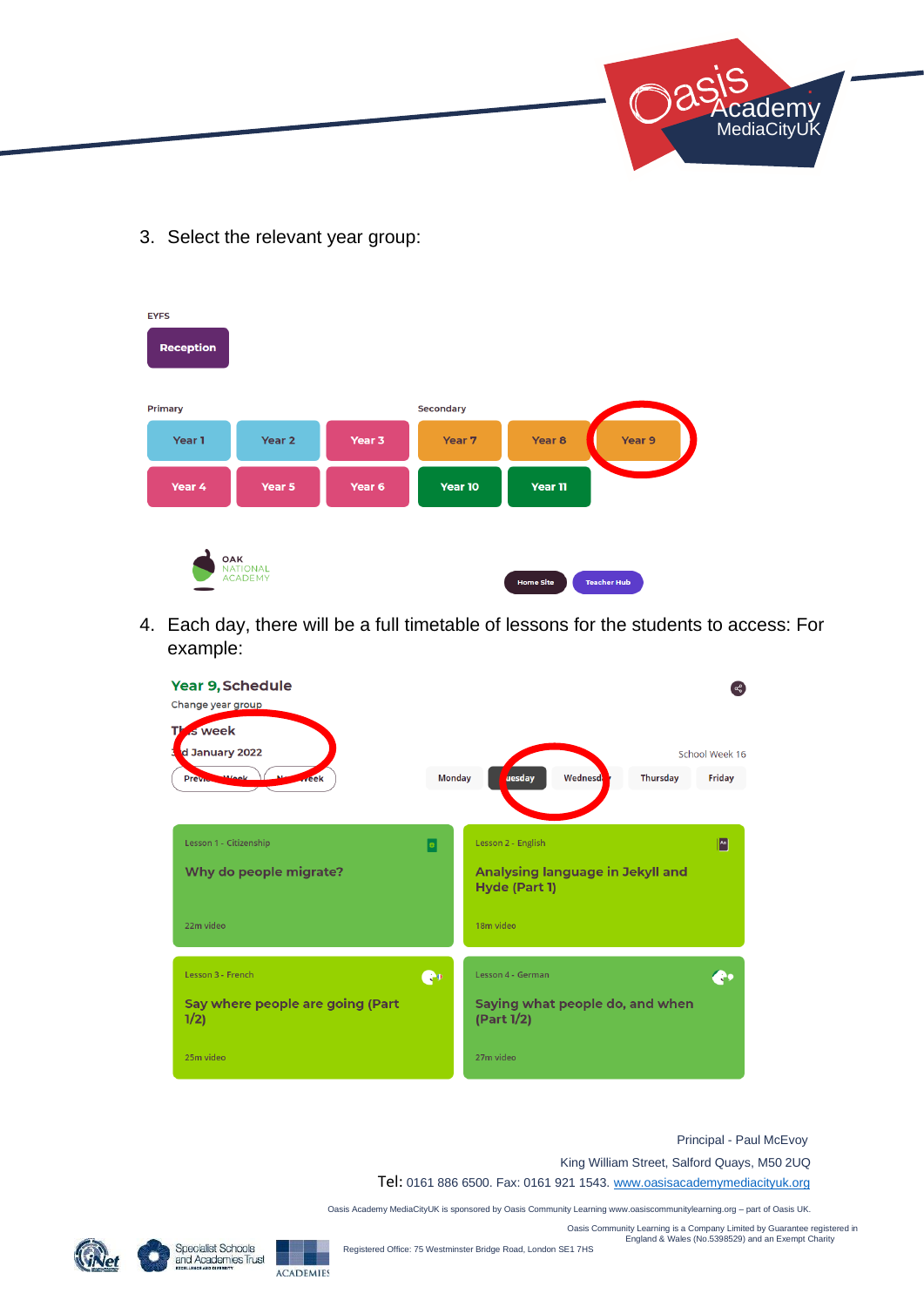3. Select the relevant year group:

EYFS

Reception

Primary

Year 1 | Year 2 | Year 3 | Year 4 | Year 5 | Year 6

Secondary

Year 7 | Year 8 | Year 9 | Year 10 | Year 11

OAK NATIONAL ACADEMY

Home Site | Teacher Hub

4. Each day, there will be a full timetable of lessons for the students to access: For example:

**Year 9, Schedule**

Change year group

This week

3rd January 2022

Previous Week | Next Week

School Week 16

Monday | Tuesday | Wednesday | Thursday | Friday

| Lesson | Title | Video |
|---|---|---|
| Lesson 1 - Citizenship | Why do people migrate? | 22m video |
| Lesson 2 - English | Analysing language in Jekyll and Hyde (Part 1) | 18m video |
| Lesson 3 - French | Say where people are going (Part 1/2) | 25m video |
| Lesson 4 - German | Saying what people do, and when (Part 1/2) | 27m video |

Principal - Paul McEvoy

King William Street, Salford Quays, M50 2UQ

Tel: 0161 886 6500. Fax: 0161 921 1543. www.oasisacademymediacityuk.org

Oasis Academy MediaCityUK is sponsored by Oasis Community Learning www.oasiscommunitylearning.org – part of Oasis UK.

Oasis Community Learning is a Company Limited by Guarantee registered in England & Wales (No.5398529) and an Exempt Charity

Registered Office: 75 Westminster Bridge Road, London SE1 7HS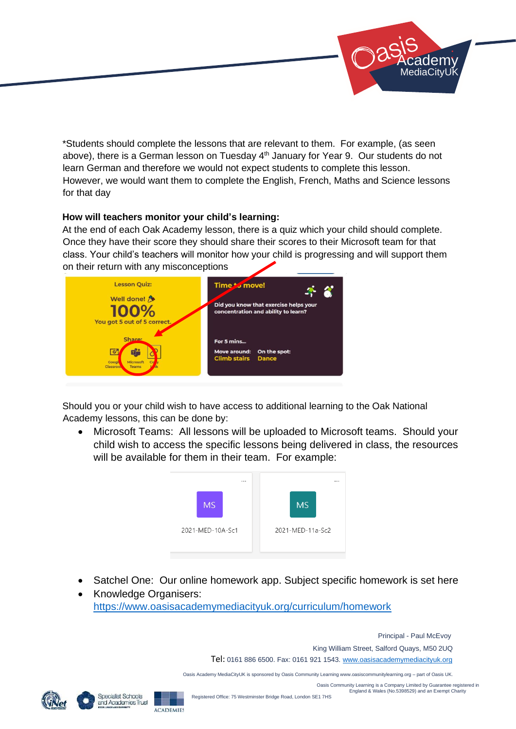*Students should complete the lessons that are relevant to them. For example, (as seen above), there is a German lesson on Tuesday 4th January for Year 9. Our students do not learn German and therefore we would not expect students to complete this lesson. However, we would want them to complete the English, French, Maths and Science lessons for that day

**How will teachers monitor your child's learning:**

At the end of each Oak Academy lesson, there is a quiz which your child should complete. Once they have their score they should share their scores to their Microsoft team for that class. Your child's teachers will monitor how your child is progressing and will support them on their return with any misconceptions

Should you or your child wish to have access to additional learning to the Oak National Academy lessons, this can be done by:

- Microsoft Teams: All lessons will be uploaded to Microsoft teams. Should your child wish to access the specific lessons being delivered in class, the resources will be available for them in their team. For example:

- Satchel One: Our online homework app. Subject specific homework is set here
- Knowledge Organisers: https://www.oasisacademymediacityuk.org/curriculum/homework

Principal - Paul McEvoy

King William Street, Salford Quays, M50 2UQ

Tel: 0161 886 6500. Fax: 0161 921 1543. www.oasisacademymediacityuk.org

Oasis Academy MediaCityUK is sponsored by Oasis Community Learning www.oasiscommunitylearning.org – part of Oasis UK.

Registered Office: 75 Westminster Bridge Road, London SE1 7HS

Oasis Community Learning is a Company Limited by Guarantee registered in England & Wales (No.5398529) and an Exempt Charity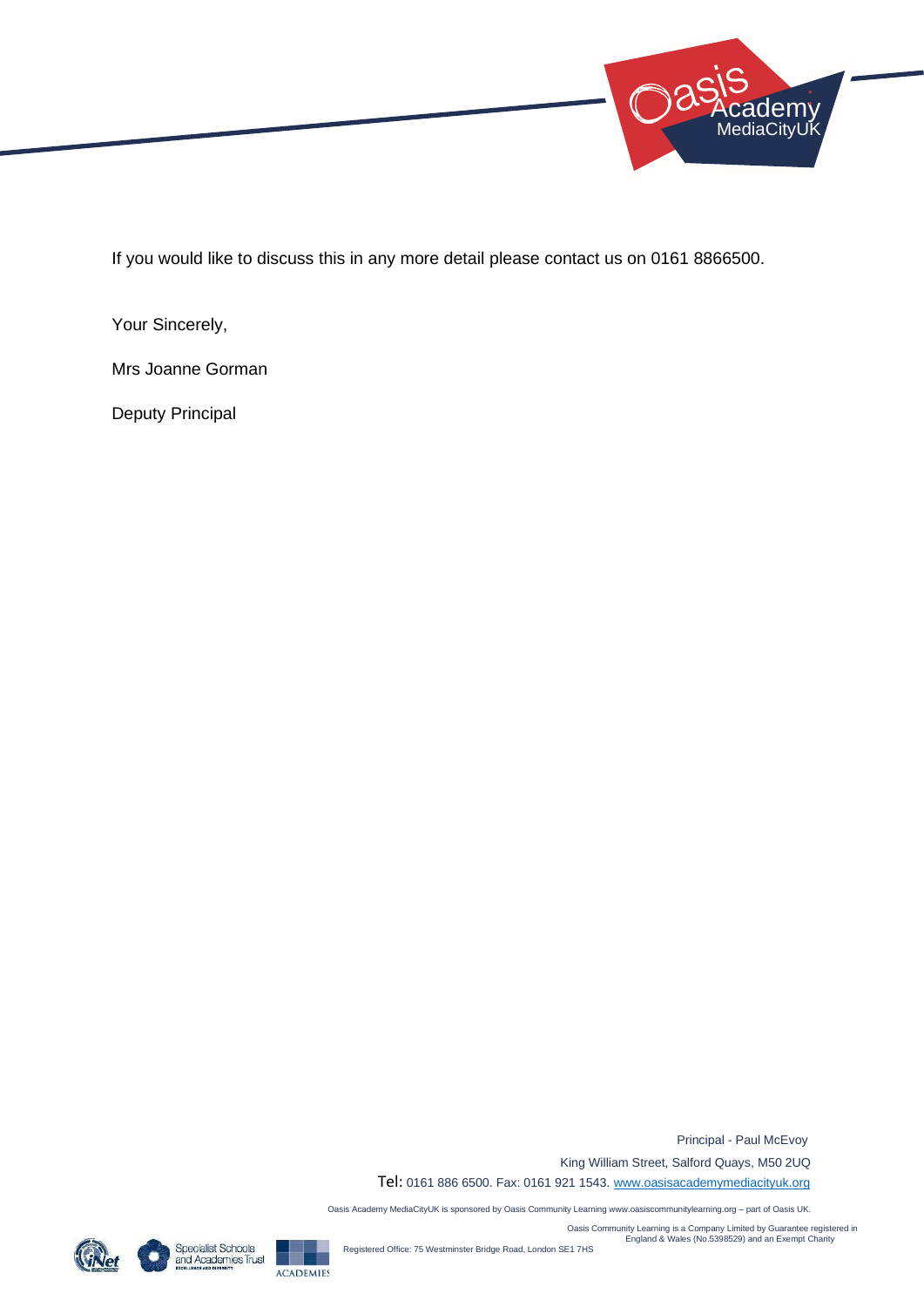If you would like to discuss this in any more detail please contact us on 0161 8866500.

Your Sincerely,

Mrs Joanne Gorman

Deputy Principal

Principal - Paul McEvoy

King William Street, Salford Quays, M50 2UQ

Tel: 0161 886 6500. Fax: 0161 921 1543. www.oasisacademymediacityuk.org

Oasis Academy MediaCityUK is sponsored by Oasis Community Learning www.oasiscommunitylearning.org – part of Oasis UK.

Oasis Community Learning is a Company Limited by Guarantee registered in England & Wales (No.5398529) and an Exempt Charity

Registered Office: 75 Westminster Bridge Road, London SE1 7HS